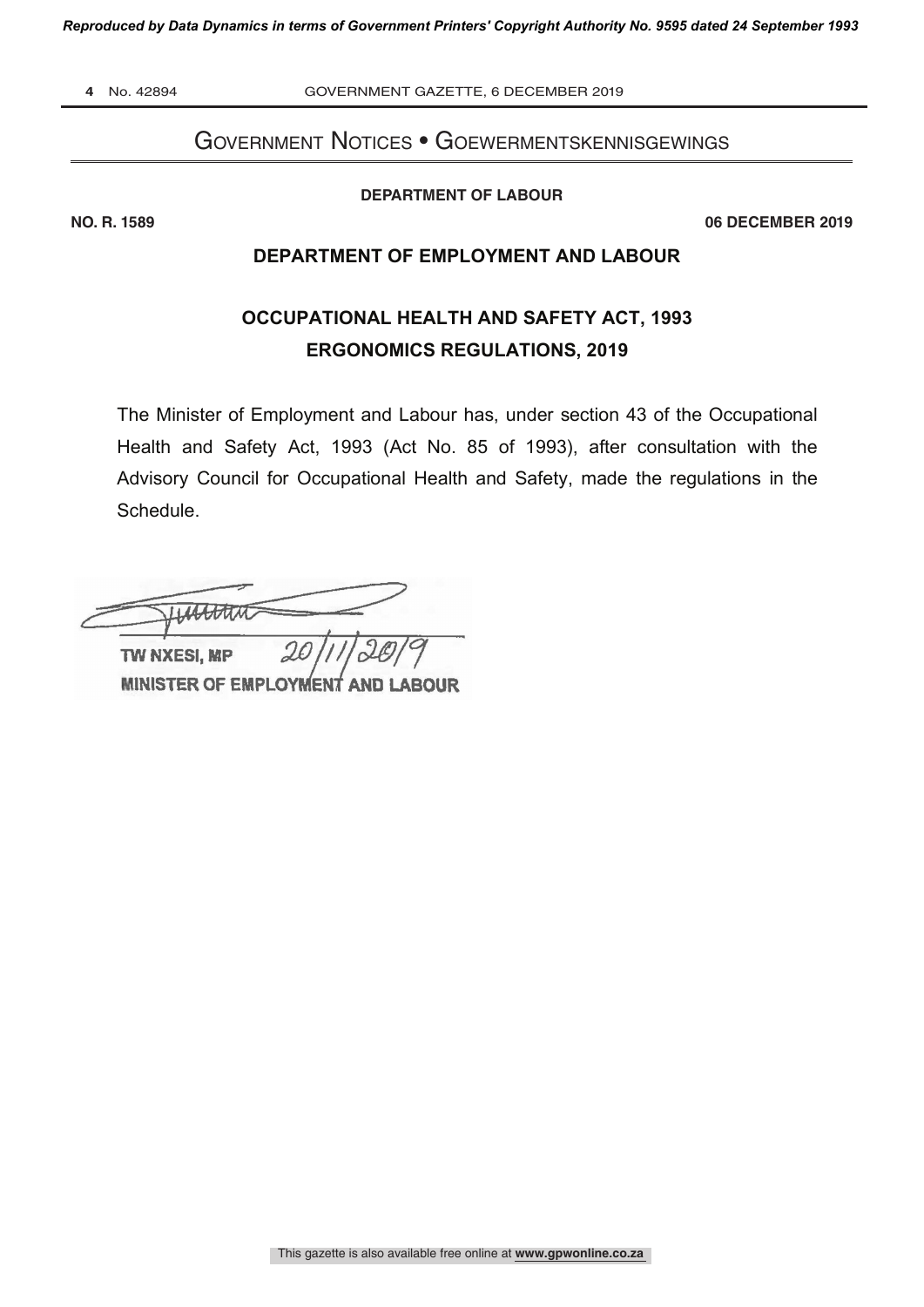## Government Notices • Goewermentskennisgewings

**DEPARTMENT OF LABOUR**

**NO. R. 1589** **06 DECEMBER 2019**

### DEPARTMENT OF EMPLOYMENT AND LABOUR

### OCCUPATIONAL HEALTH AND SAFETY ACT, 1993

### ERGONOMICS REGULATIONS, 2019

The Minister of Employment and Labour has, under section 43 of the Occupational Health and Safety Act, 1993 (Act No. 85 of 1993), after consultation with the Advisory Council for Occupational Health and Safety, made the regulations in the Schedule.

TW NXESI, MP 20/11/2019

MINISTER OF EMPLOYMENT AND LABOUR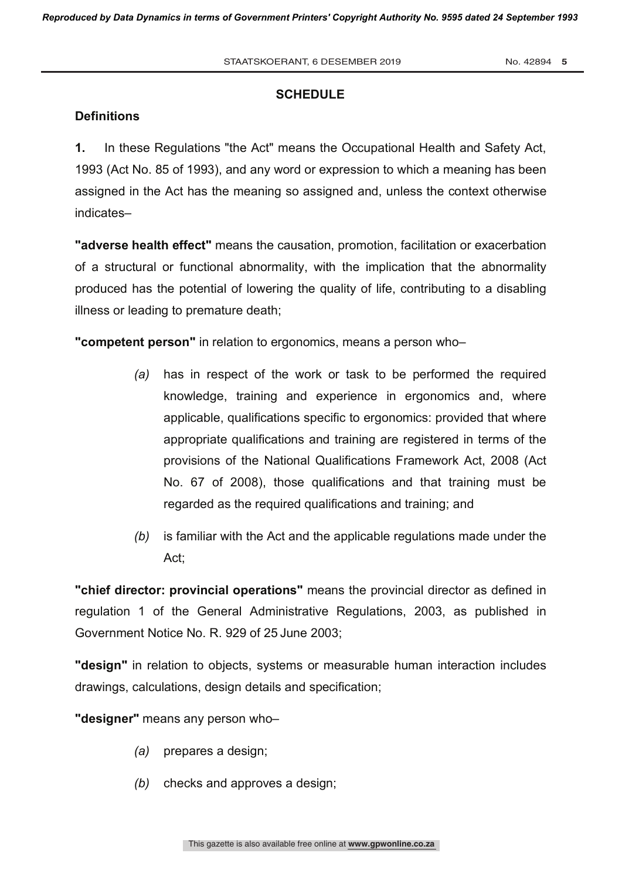## SCHEDULE

### Definitions

**1.** In these Regulations "the Act" means the Occupational Health and Safety Act, 1993 (Act No. 85 of 1993), and any word or expression to which a meaning has been assigned in the Act has the meaning so assigned and, unless the context otherwise indicates–

**"adverse health effect"** means the causation, promotion, facilitation or exacerbation of a structural or functional abnormality, with the implication that the abnormality produced has the potential of lowering the quality of life, contributing to a disabling illness or leading to premature death;

**"competent person"** in relation to ergonomics, means a person who–

*(a)* has in respect of the work or task to be performed the required knowledge, training and experience in ergonomics and, where applicable, qualifications specific to ergonomics: provided that where appropriate qualifications and training are registered in terms of the provisions of the National Qualifications Framework Act, 2008 (Act No. 67 of 2008), those qualifications and that training must be regarded as the required qualifications and training; and

*(b)* is familiar with the Act and the applicable regulations made under the Act;

**"chief director: provincial operations"** means the provincial director as defined in regulation 1 of the General Administrative Regulations, 2003, as published in Government Notice No. R. 929 of 25 June 2003;

**"design"** in relation to objects, systems or measurable human interaction includes drawings, calculations, design details and specification;

**"designer"** means any person who–

*(a)* prepares a design;

*(b)* checks and approves a design;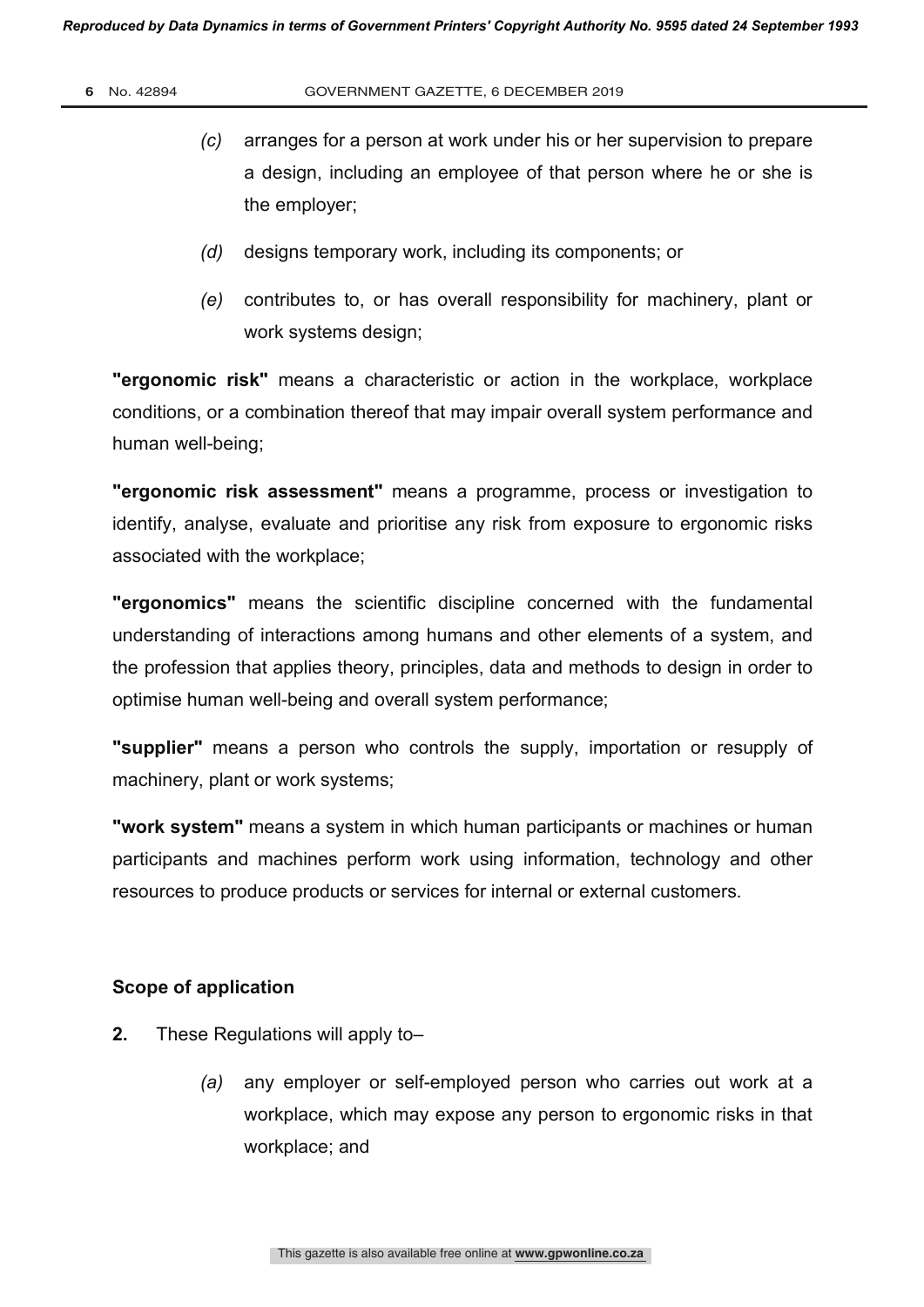*(c)* arranges for a person at work under his or her supervision to prepare a design, including an employee of that person where he or she is the employer;

*(d)* designs temporary work, including its components; or

*(e)* contributes to, or has overall responsibility for machinery, plant or work systems design;

**"ergonomic risk"** means a characteristic or action in the workplace, workplace conditions, or a combination thereof that may impair overall system performance and human well-being;

**"ergonomic risk assessment"** means a programme, process or investigation to identify, analyse, evaluate and prioritise any risk from exposure to ergonomic risks associated with the workplace;

**"ergonomics"** means the scientific discipline concerned with the fundamental understanding of interactions among humans and other elements of a system, and the profession that applies theory, principles, data and methods to design in order to optimise human well-being and overall system performance;

**"supplier"** means a person who controls the supply, importation or resupply of machinery, plant or work systems;

**"work system"** means a system in which human participants or machines or human participants and machines perform work using information, technology and other resources to produce products or services for internal or external customers.

**Scope of application**

**2.** These Regulations will apply to–

*(a)* any employer or self-employed person who carries out work at a workplace, which may expose any person to ergonomic risks in that workplace; and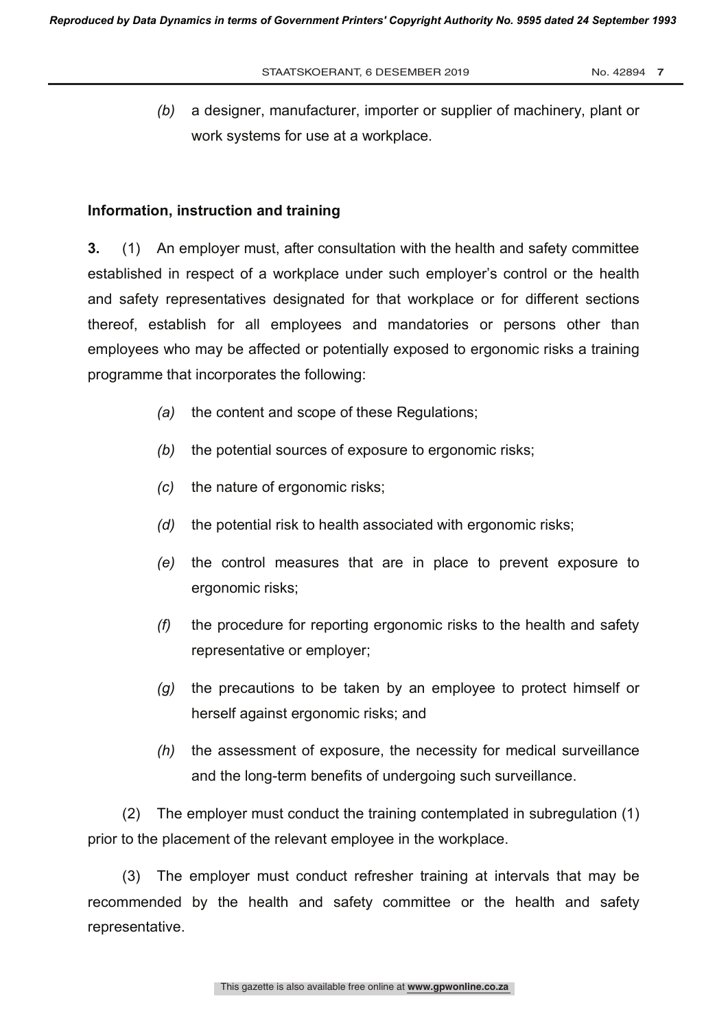*(b)* a designer, manufacturer, importer or supplier of machinery, plant or work systems for use at a workplace.

**Information, instruction and training**

**3.** (1) An employer must, after consultation with the health and safety committee established in respect of a workplace under such employer's control or the health and safety representatives designated for that workplace or for different sections thereof, establish for all employees and mandatories or persons other than employees who may be affected or potentially exposed to ergonomic risks a training programme that incorporates the following:

*(a)* the content and scope of these Regulations;

*(b)* the potential sources of exposure to ergonomic risks;

*(c)* the nature of ergonomic risks;

*(d)* the potential risk to health associated with ergonomic risks;

*(e)* the control measures that are in place to prevent exposure to ergonomic risks;

*(f)* the procedure for reporting ergonomic risks to the health and safety representative or employer;

*(g)* the precautions to be taken by an employee to protect himself or herself against ergonomic risks; and

*(h)* the assessment of exposure, the necessity for medical surveillance and the long-term benefits of undergoing such surveillance.

(2) The employer must conduct the training contemplated in subregulation (1) prior to the placement of the relevant employee in the workplace.

(3) The employer must conduct refresher training at intervals that may be recommended by the health and safety committee or the health and safety representative.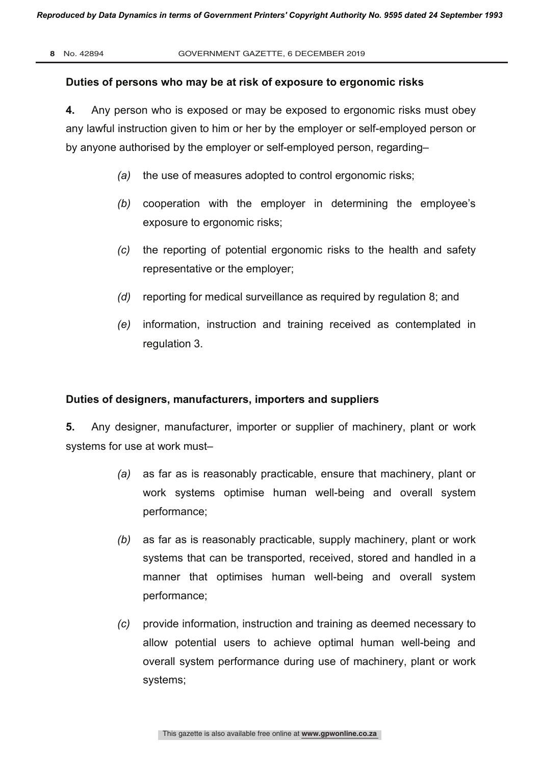**Duties of persons who may be at risk of exposure to ergonomic risks**

**4.** Any person who is exposed or may be exposed to ergonomic risks must obey any lawful instruction given to him or her by the employer or self-employed person or by anyone authorised by the employer or self-employed person, regarding–

- *(a)* the use of measures adopted to control ergonomic risks;
- *(b)* cooperation with the employer in determining the employee's exposure to ergonomic risks;
- *(c)* the reporting of potential ergonomic risks to the health and safety representative or the employer;
- *(d)* reporting for medical surveillance as required by regulation 8; and
- *(e)* information, instruction and training received as contemplated in regulation 3.

**Duties of designers, manufacturers, importers and suppliers**

**5.** Any designer, manufacturer, importer or supplier of machinery, plant or work systems for use at work must–

- *(a)* as far as is reasonably practicable, ensure that machinery, plant or work systems optimise human well-being and overall system performance;
- *(b)* as far as is reasonably practicable, supply machinery, plant or work systems that can be transported, received, stored and handled in a manner that optimises human well-being and overall system performance;
- *(c)* provide information, instruction and training as deemed necessary to allow potential users to achieve optimal human well-being and overall system performance during use of machinery, plant or work systems;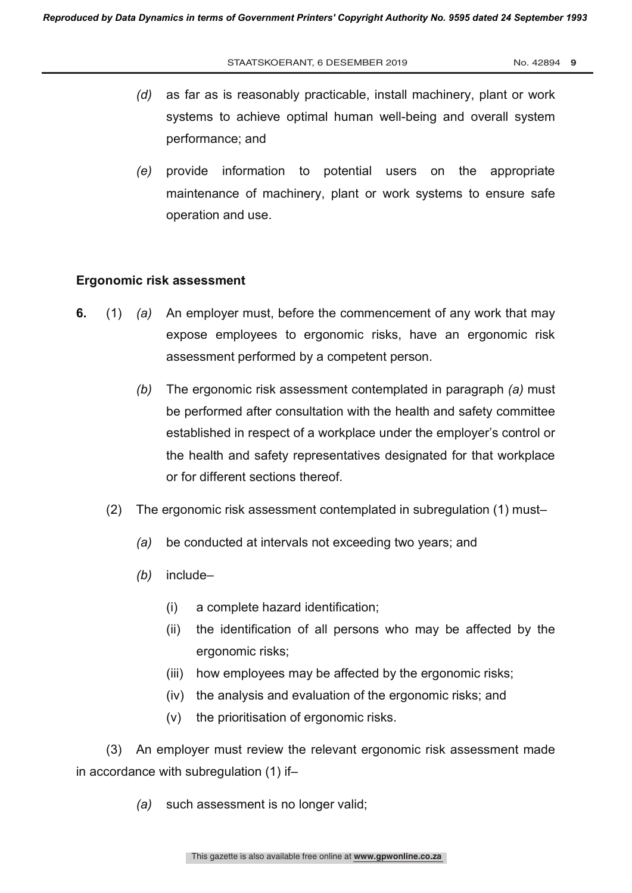*(d)* as far as is reasonably practicable, install machinery, plant or work systems to achieve optimal human well-being and overall system performance; and

*(e)* provide information to potential users on the appropriate maintenance of machinery, plant or work systems to ensure safe operation and use.

**Ergonomic risk assessment**

**6.** (1) *(a)* An employer must, before the commencement of any work that may expose employees to ergonomic risks, have an ergonomic risk assessment performed by a competent person.

*(b)* The ergonomic risk assessment contemplated in paragraph *(a)* must be performed after consultation with the health and safety committee established in respect of a workplace under the employer's control or the health and safety representatives designated for that workplace or for different sections thereof.

(2) The ergonomic risk assessment contemplated in subregulation (1) must–

*(a)* be conducted at intervals not exceeding two years; and

*(b)* include–

(i) a complete hazard identification;

(ii) the identification of all persons who may be affected by the ergonomic risks;

(iii) how employees may be affected by the ergonomic risks;

(iv) the analysis and evaluation of the ergonomic risks; and

(v) the prioritisation of ergonomic risks.

(3) An employer must review the relevant ergonomic risk assessment made in accordance with subregulation (1) if–

*(a)* such assessment is no longer valid;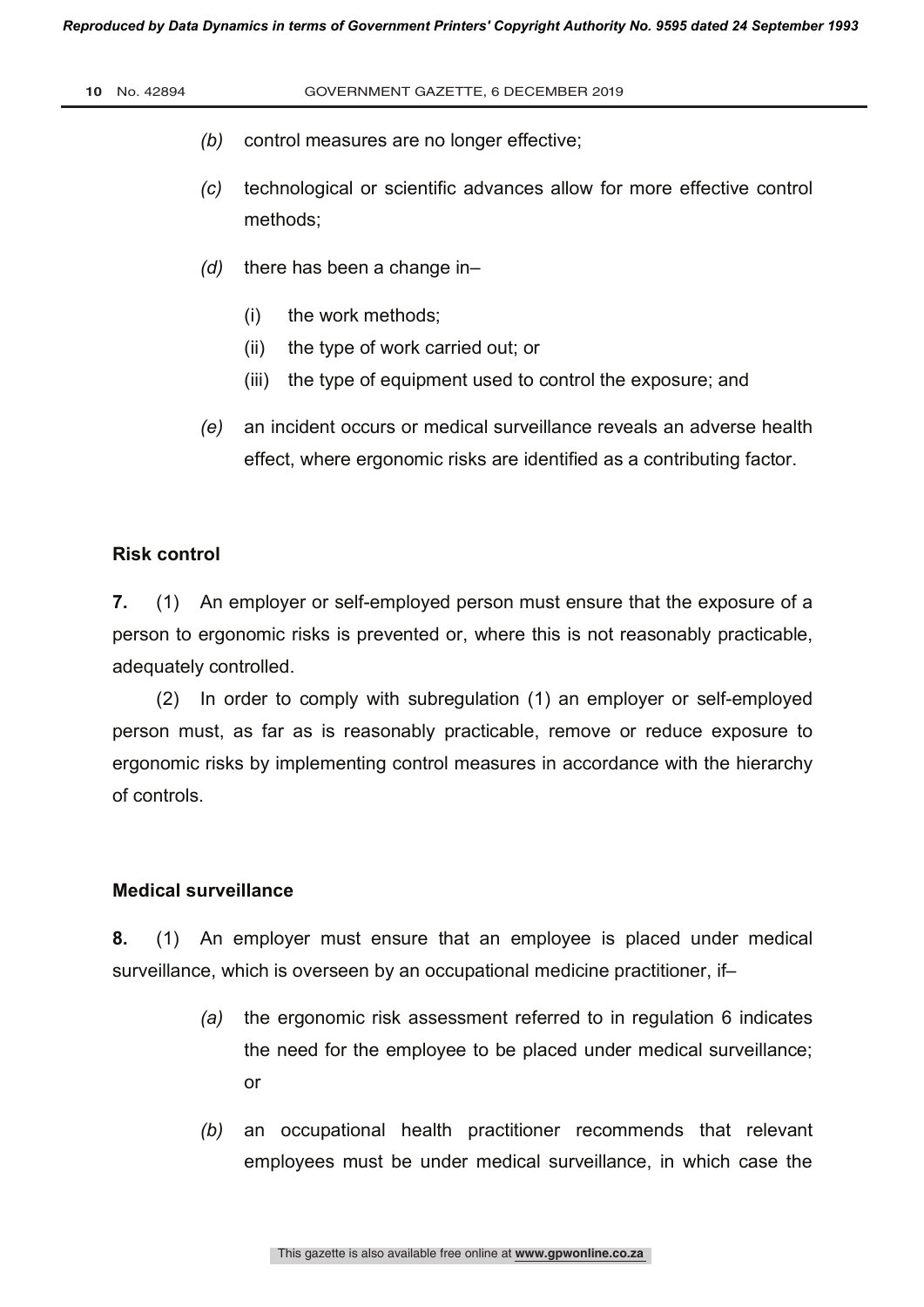*(b)* control measures are no longer effective;

*(c)* technological or scientific advances allow for more effective control methods;

*(d)* there has been a change in–

(i) the work methods;
(ii) the type of work carried out; or
(iii) the type of equipment used to control the exposure; and

*(e)* an incident occurs or medical surveillance reveals an adverse health effect, where ergonomic risks are identified as a contributing factor.

**Risk control**

**7.** (1) An employer or self-employed person must ensure that the exposure of a person to ergonomic risks is prevented or, where this is not reasonably practicable, adequately controlled.

(2) In order to comply with subregulation (1) an employer or self-employed person must, as far as is reasonably practicable, remove or reduce exposure to ergonomic risks by implementing control measures in accordance with the hierarchy of controls.

**Medical surveillance**

**8.** (1) An employer must ensure that an employee is placed under medical surveillance, which is overseen by an occupational medicine practitioner, if–

*(a)* the ergonomic risk assessment referred to in regulation 6 indicates the need for the employee to be placed under medical surveillance; or

*(b)* an occupational health practitioner recommends that relevant employees must be under medical surveillance, in which case the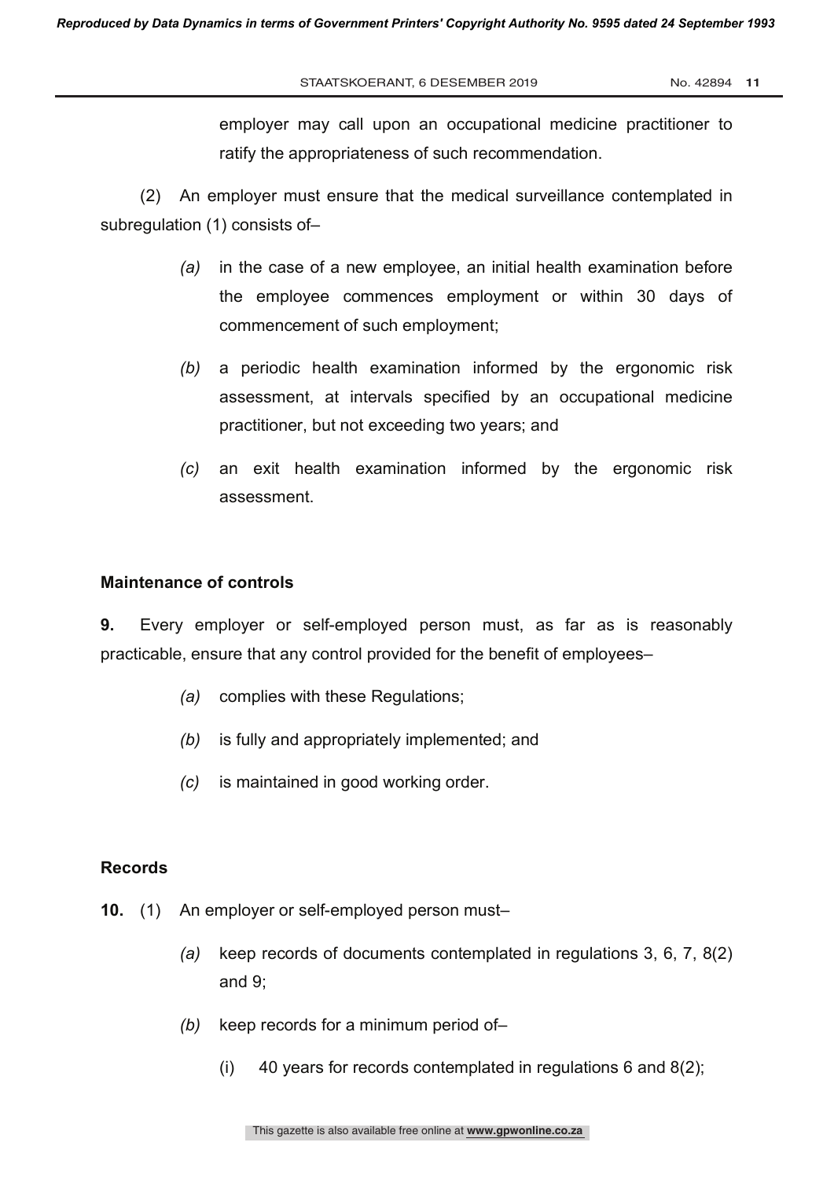employer may call upon an occupational medicine practitioner to ratify the appropriateness of such recommendation.

(2) An employer must ensure that the medical surveillance contemplated in subregulation (1) consists of–

*(a)* in the case of a new employee, an initial health examination before the employee commences employment or within 30 days of commencement of such employment;

*(b)* a periodic health examination informed by the ergonomic risk assessment, at intervals specified by an occupational medicine practitioner, but not exceeding two years; and

*(c)* an exit health examination informed by the ergonomic risk assessment.

**Maintenance of controls**

**9.** Every employer or self-employed person must, as far as is reasonably practicable, ensure that any control provided for the benefit of employees–

*(a)* complies with these Regulations;

*(b)* is fully and appropriately implemented; and

*(c)* is maintained in good working order.

**Records**

**10.** (1) An employer or self-employed person must–

*(a)* keep records of documents contemplated in regulations 3, 6, 7, 8(2) and 9;

*(b)* keep records for a minimum period of–

(i) 40 years for records contemplated in regulations 6 and 8(2);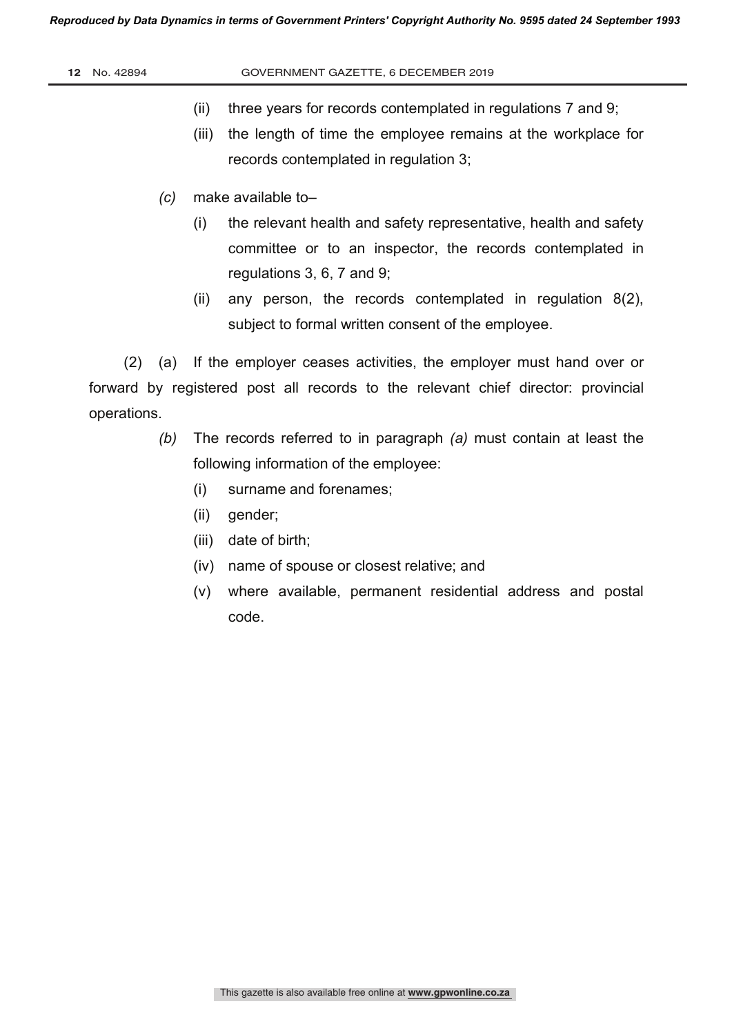(ii) three years for records contemplated in regulations 7 and 9;

(iii) the length of time the employee remains at the workplace for records contemplated in regulation 3;

*(c)* make available to–

(i) the relevant health and safety representative, health and safety committee or to an inspector, the records contemplated in regulations 3, 6, 7 and 9;

(ii) any person, the records contemplated in regulation 8(2), subject to formal written consent of the employee.

(2) (a) If the employer ceases activities, the employer must hand over or forward by registered post all records to the relevant chief director: provincial operations.

*(b)* The records referred to in paragraph *(a)* must contain at least the following information of the employee:

(i) surname and forenames;

(ii) gender;

(iii) date of birth;

(iv) name of spouse or closest relative; and

(v) where available, permanent residential address and postal code.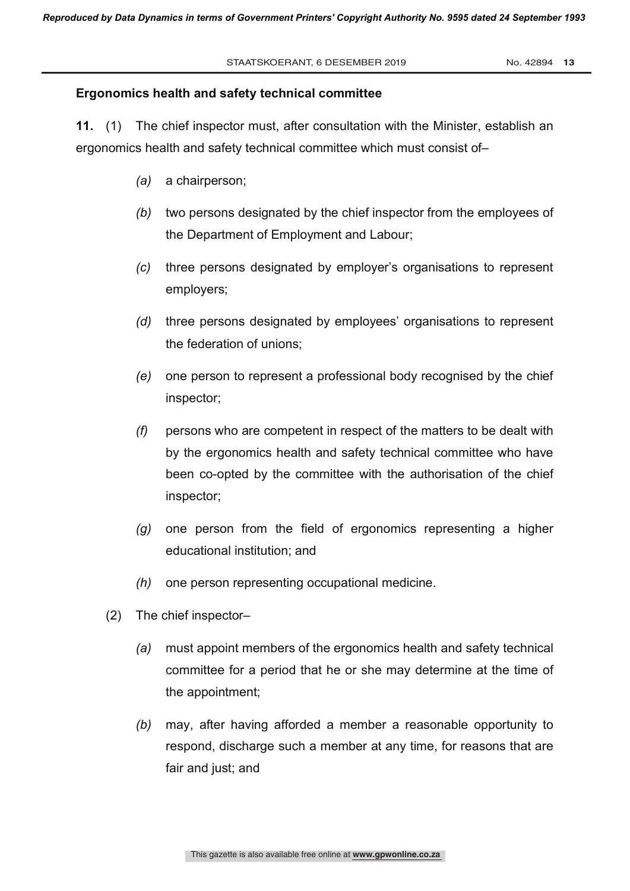**Ergonomics health and safety technical committee**

**11.** (1) The chief inspector must, after consultation with the Minister, establish an ergonomics health and safety technical committee which must consist of–

*(a)* a chairperson;

*(b)* two persons designated by the chief inspector from the employees of the Department of Employment and Labour;

*(c)* three persons designated by employer's organisations to represent employers;

*(d)* three persons designated by employees' organisations to represent the federation of unions;

*(e)* one person to represent a professional body recognised by the chief inspector;

*(f)* persons who are competent in respect of the matters to be dealt with by the ergonomics health and safety technical committee who have been co-opted by the committee with the authorisation of the chief inspector;

*(g)* one person from the field of ergonomics representing a higher educational institution; and

*(h)* one person representing occupational medicine.

(2) The chief inspector–

*(a)* must appoint members of the ergonomics health and safety technical committee for a period that he or she may determine at the time of the appointment;

*(b)* may, after having afforded a member a reasonable opportunity to respond, discharge such a member at any time, for reasons that are fair and just; and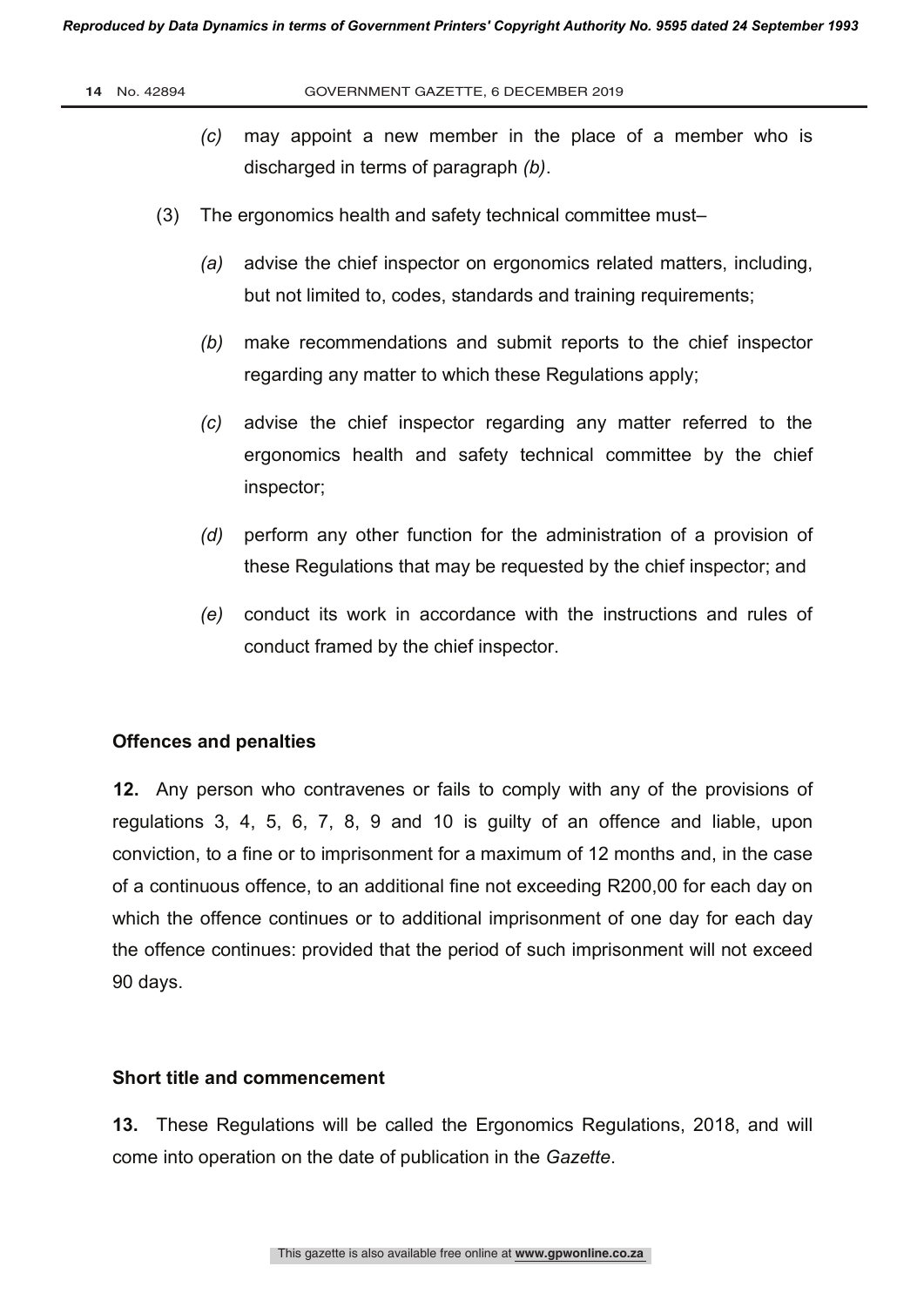*(c)* may appoint a new member in the place of a member who is discharged in terms of paragraph *(b)*.

(3) The ergonomics health and safety technical committee must–

*(a)* advise the chief inspector on ergonomics related matters, including, but not limited to, codes, standards and training requirements;

*(b)* make recommendations and submit reports to the chief inspector regarding any matter to which these Regulations apply;

*(c)* advise the chief inspector regarding any matter referred to the ergonomics health and safety technical committee by the chief inspector;

*(d)* perform any other function for the administration of a provision of these Regulations that may be requested by the chief inspector; and

*(e)* conduct its work in accordance with the instructions and rules of conduct framed by the chief inspector.

**Offences and penalties**

**12.** Any person who contravenes or fails to comply with any of the provisions of regulations 3, 4, 5, 6, 7, 8, 9 and 10 is guilty of an offence and liable, upon conviction, to a fine or to imprisonment for a maximum of 12 months and, in the case of a continuous offence, to an additional fine not exceeding R200,00 for each day on which the offence continues or to additional imprisonment of one day for each day the offence continues: provided that the period of such imprisonment will not exceed 90 days.

**Short title and commencement**

**13.** These Regulations will be called the Ergonomics Regulations, 2018, and will come into operation on the date of publication in the *Gazette*.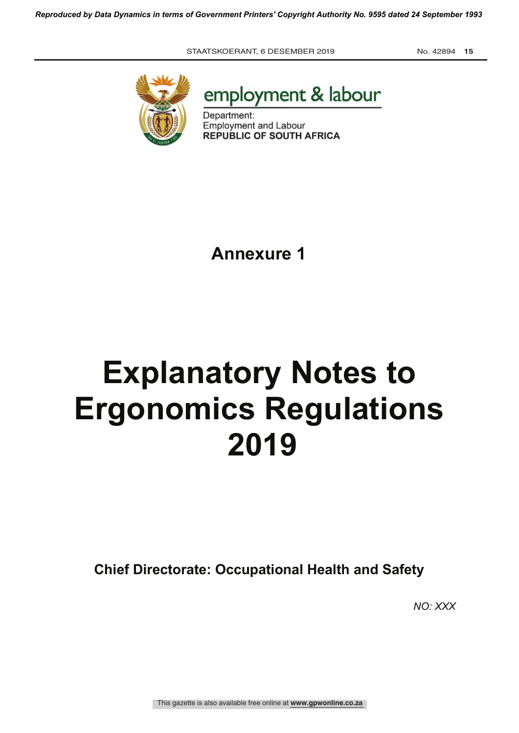employment & labour

Department:
Employment and Labour
**REPUBLIC OF SOUTH AFRICA**

## Annexure 1

# Explanatory Notes to Ergonomics Regulations 2019

**Chief Directorate: Occupational Health and Safety**

*NO: XXX*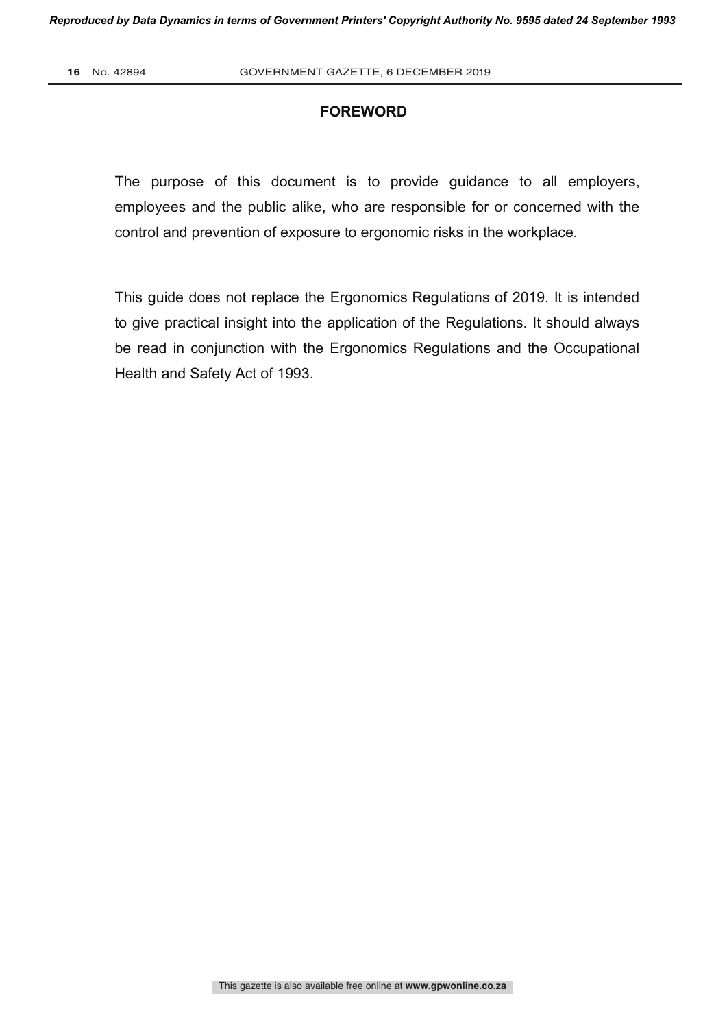## FOREWORD

The purpose of this document is to provide guidance to all employers, employees and the public alike, who are responsible for or concerned with the control and prevention of exposure to ergonomic risks in the workplace.

This guide does not replace the Ergonomics Regulations of 2019. It is intended to give practical insight into the application of the Regulations. It should always be read in conjunction with the Ergonomics Regulations and the Occupational Health and Safety Act of 1993.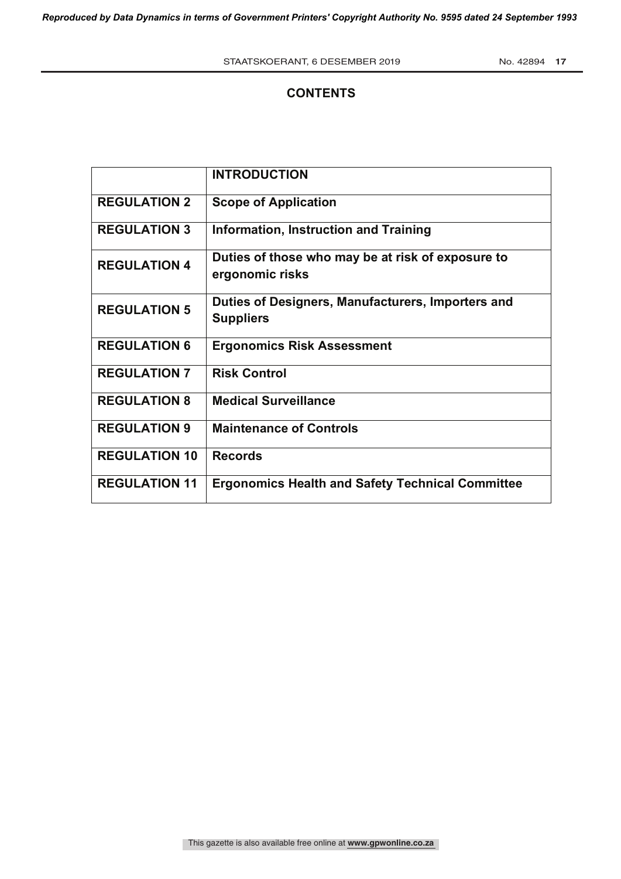## CONTENTS

| | |
|---|---|
| | **INTRODUCTION** |
| **REGULATION 2** | **Scope of Application** |
| **REGULATION 3** | **Information, Instruction and Training** |
| **REGULATION 4** | **Duties of those who may be at risk of exposure to ergonomic risks** |
| **REGULATION 5** | **Duties of Designers, Manufacturers, Importers and Suppliers** |
| **REGULATION 6** | **Ergonomics Risk Assessment** |
| **REGULATION 7** | **Risk Control** |
| **REGULATION 8** | **Medical Surveillance** |
| **REGULATION 9** | **Maintenance of Controls** |
| **REGULATION 10** | **Records** |
| **REGULATION 11** | **Ergonomics Health and Safety Technical Committee** |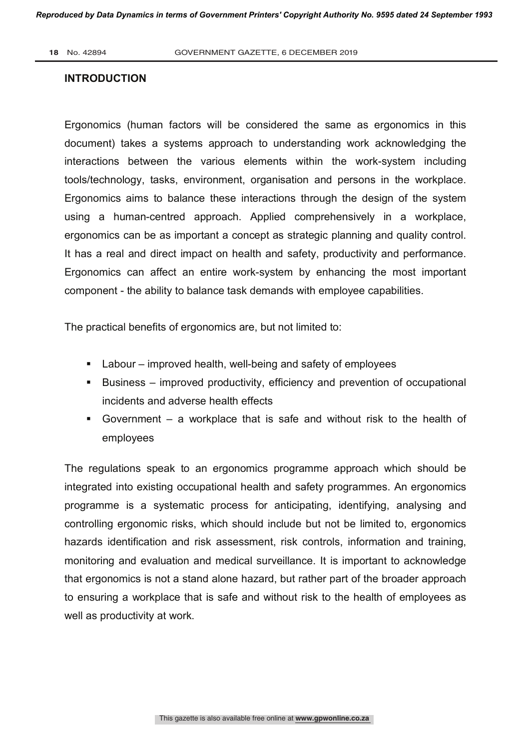## INTRODUCTION

Ergonomics (human factors will be considered the same as ergonomics in this document) takes a systems approach to understanding work acknowledging the interactions between the various elements within the work-system including tools/technology, tasks, environment, organisation and persons in the workplace. Ergonomics aims to balance these interactions through the design of the system using a human-centred approach. Applied comprehensively in a workplace, ergonomics can be as important a concept as strategic planning and quality control. It has a real and direct impact on health and safety, productivity and performance. Ergonomics can affect an entire work-system by enhancing the most important component - the ability to balance task demands with employee capabilities.

The practical benefits of ergonomics are, but not limited to:

- Labour – improved health, well-being and safety of employees
- Business – improved productivity, efficiency and prevention of occupational incidents and adverse health effects
- Government – a workplace that is safe and without risk to the health of employees

The regulations speak to an ergonomics programme approach which should be integrated into existing occupational health and safety programmes. An ergonomics programme is a systematic process for anticipating, identifying, analysing and controlling ergonomic risks, which should include but not be limited to, ergonomics hazards identification and risk assessment, risk controls, information and training, monitoring and evaluation and medical surveillance. It is important to acknowledge that ergonomics is not a stand alone hazard, but rather part of the broader approach to ensuring a workplace that is safe and without risk to the health of employees as well as productivity at work.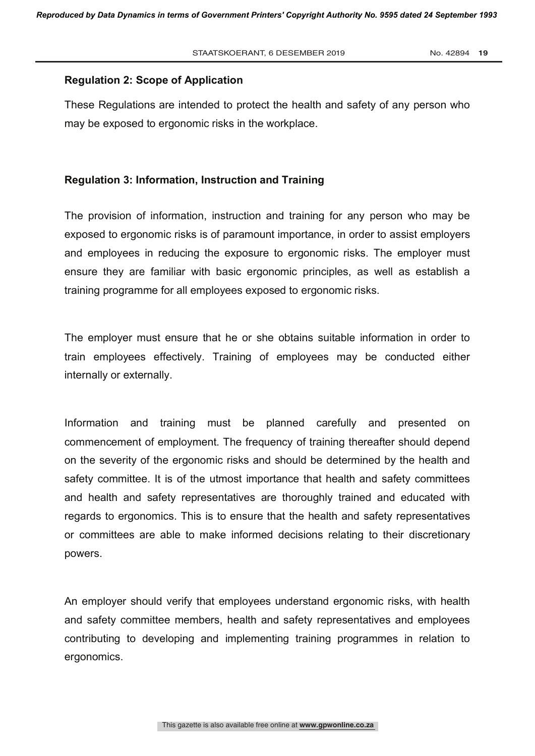**Regulation 2: Scope of Application**

These Regulations are intended to protect the health and safety of any person who may be exposed to ergonomic risks in the workplace.

**Regulation 3: Information, Instruction and Training**

The provision of information, instruction and training for any person who may be exposed to ergonomic risks is of paramount importance, in order to assist employers and employees in reducing the exposure to ergonomic risks. The employer must ensure they are familiar with basic ergonomic principles, as well as establish a training programme for all employees exposed to ergonomic risks.

The employer must ensure that he or she obtains suitable information in order to train employees effectively. Training of employees may be conducted either internally or externally.

Information and training must be planned carefully and presented on commencement of employment. The frequency of training thereafter should depend on the severity of the ergonomic risks and should be determined by the health and safety committee. It is of the utmost importance that health and safety committees and health and safety representatives are thoroughly trained and educated with regards to ergonomics. This is to ensure that the health and safety representatives or committees are able to make informed decisions relating to their discretionary powers.

An employer should verify that employees understand ergonomic risks, with health and safety committee members, health and safety representatives and employees contributing to developing and implementing training programmes in relation to ergonomics.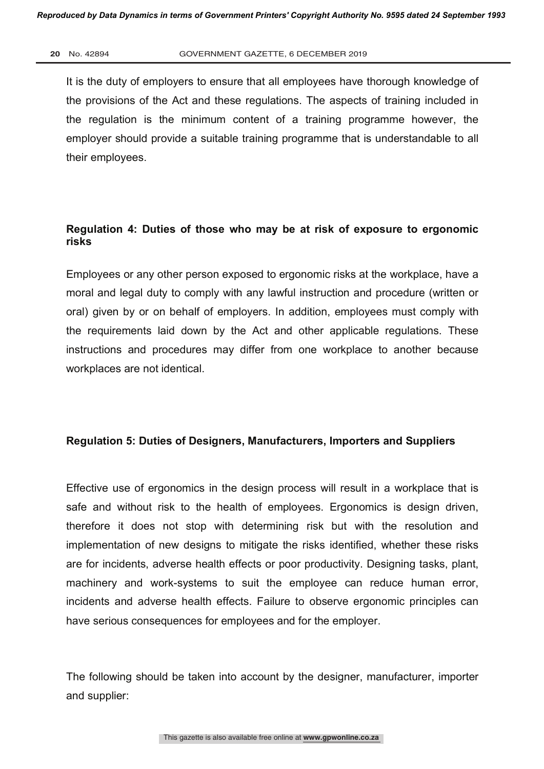It is the duty of employers to ensure that all employees have thorough knowledge of the provisions of the Act and these regulations. The aspects of training included in the regulation is the minimum content of a training programme however, the employer should provide a suitable training programme that is understandable to all their employees.

**Regulation 4: Duties of those who may be at risk of exposure to ergonomic risks**

Employees or any other person exposed to ergonomic risks at the workplace, have a moral and legal duty to comply with any lawful instruction and procedure (written or oral) given by or on behalf of employers. In addition, employees must comply with the requirements laid down by the Act and other applicable regulations. These instructions and procedures may differ from one workplace to another because workplaces are not identical.

**Regulation 5: Duties of Designers, Manufacturers, Importers and Suppliers**

Effective use of ergonomics in the design process will result in a workplace that is safe and without risk to the health of employees. Ergonomics is design driven, therefore it does not stop with determining risk but with the resolution and implementation of new designs to mitigate the risks identified, whether these risks are for incidents, adverse health effects or poor productivity. Designing tasks, plant, machinery and work-systems to suit the employee can reduce human error, incidents and adverse health effects. Failure to observe ergonomic principles can have serious consequences for employees and for the employer.

The following should be taken into account by the designer, manufacturer, importer and supplier: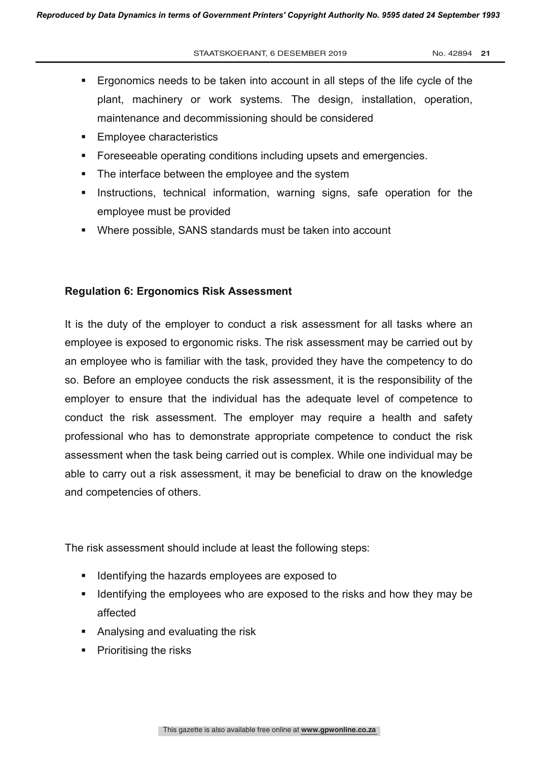- Ergonomics needs to be taken into account in all steps of the life cycle of the plant, machinery or work systems. The design, installation, operation, maintenance and decommissioning should be considered
- Employee characteristics
- Foreseeable operating conditions including upsets and emergencies.
- The interface between the employee and the system
- Instructions, technical information, warning signs, safe operation for the employee must be provided
- Where possible, SANS standards must be taken into account

**Regulation 6: Ergonomics Risk Assessment**

It is the duty of the employer to conduct a risk assessment for all tasks where an employee is exposed to ergonomic risks. The risk assessment may be carried out by an employee who is familiar with the task, provided they have the competency to do so. Before an employee conducts the risk assessment, it is the responsibility of the employer to ensure that the individual has the adequate level of competence to conduct the risk assessment. The employer may require a health and safety professional who has to demonstrate appropriate competence to conduct the risk assessment when the task being carried out is complex. While one individual may be able to carry out a risk assessment, it may be beneficial to draw on the knowledge and competencies of others.

The risk assessment should include at least the following steps:

- Identifying the hazards employees are exposed to
- Identifying the employees who are exposed to the risks and how they may be affected
- Analysing and evaluating the risk
- Prioritising the risks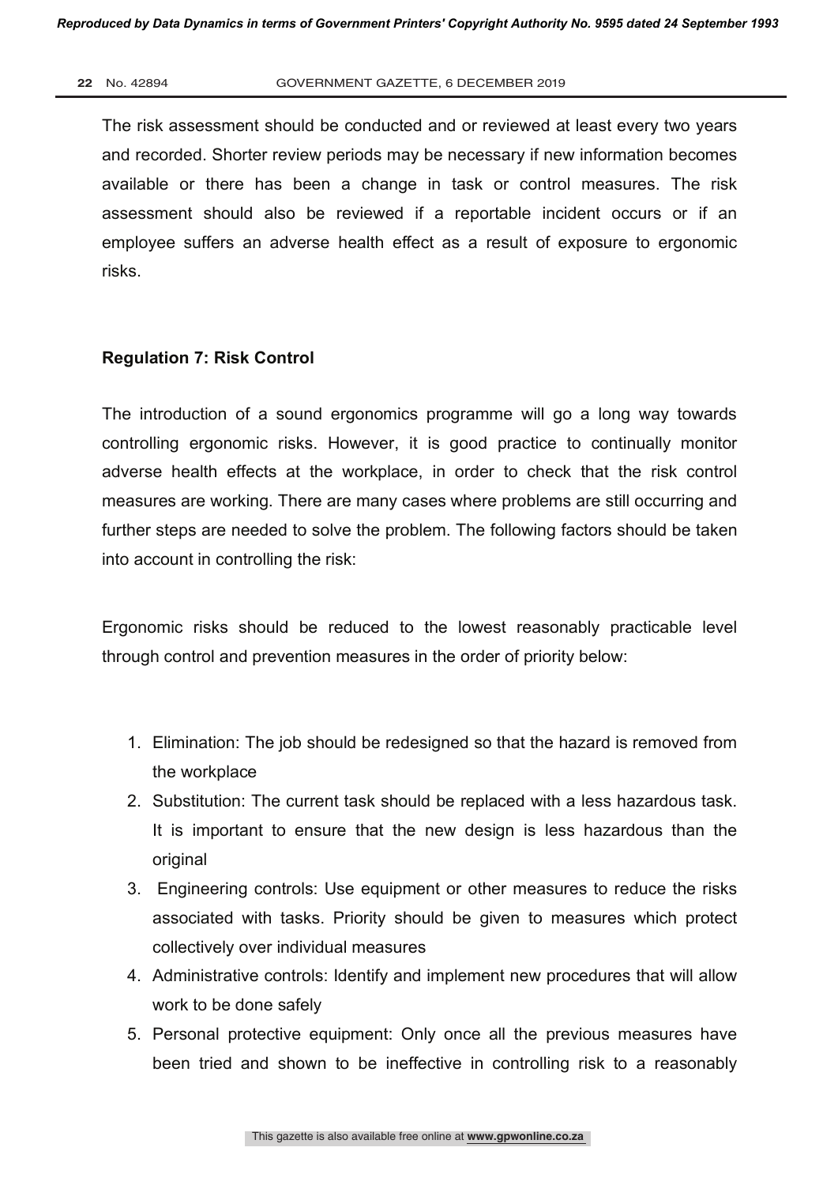The risk assessment should be conducted and or reviewed at least every two years and recorded. Shorter review periods may be necessary if new information becomes available or there has been a change in task or control measures. The risk assessment should also be reviewed if a reportable incident occurs or if an employee suffers an adverse health effect as a result of exposure to ergonomic risks.

**Regulation 7: Risk Control**

The introduction of a sound ergonomics programme will go a long way towards controlling ergonomic risks. However, it is good practice to continually monitor adverse health effects at the workplace, in order to check that the risk control measures are working. There are many cases where problems are still occurring and further steps are needed to solve the problem. The following factors should be taken into account in controlling the risk:

Ergonomic risks should be reduced to the lowest reasonably practicable level through control and prevention measures in the order of priority below:

1. Elimination: The job should be redesigned so that the hazard is removed from the workplace
2. Substitution: The current task should be replaced with a less hazardous task. It is important to ensure that the new design is less hazardous than the original
3. Engineering controls: Use equipment or other measures to reduce the risks associated with tasks. Priority should be given to measures which protect collectively over individual measures
4. Administrative controls: Identify and implement new procedures that will allow work to be done safely
5. Personal protective equipment: Only once all the previous measures have been tried and shown to be ineffective in controlling risk to a reasonably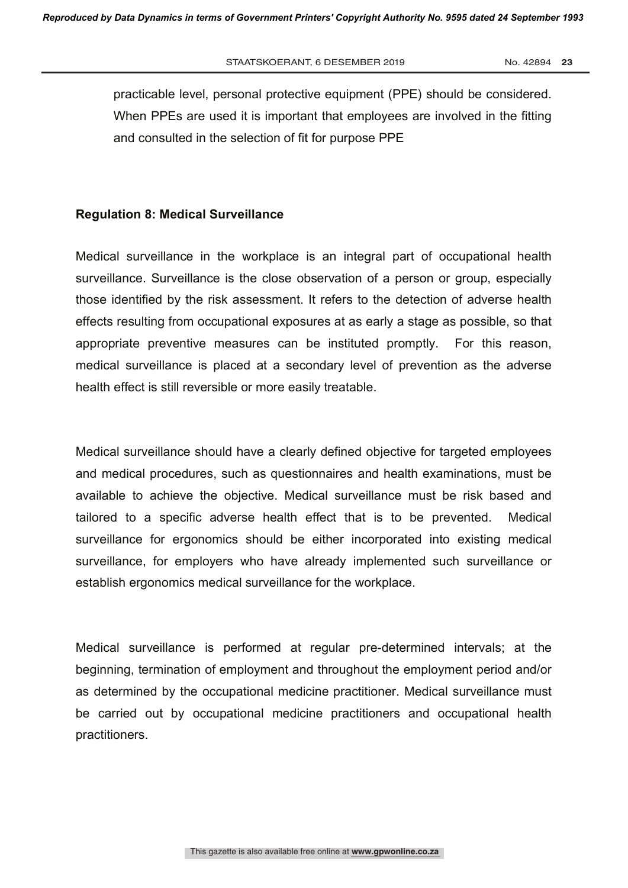practicable level, personal protective equipment (PPE) should be considered. When PPEs are used it is important that employees are involved in the fitting and consulted in the selection of fit for purpose PPE

**Regulation 8: Medical Surveillance**

Medical surveillance in the workplace is an integral part of occupational health surveillance. Surveillance is the close observation of a person or group, especially those identified by the risk assessment. It refers to the detection of adverse health effects resulting from occupational exposures at as early a stage as possible, so that appropriate preventive measures can be instituted promptly. For this reason, medical surveillance is placed at a secondary level of prevention as the adverse health effect is still reversible or more easily treatable.

Medical surveillance should have a clearly defined objective for targeted employees and medical procedures, such as questionnaires and health examinations, must be available to achieve the objective. Medical surveillance must be risk based and tailored to a specific adverse health effect that is to be prevented. Medical surveillance for ergonomics should be either incorporated into existing medical surveillance, for employers who have already implemented such surveillance or establish ergonomics medical surveillance for the workplace.

Medical surveillance is performed at regular pre-determined intervals; at the beginning, termination of employment and throughout the employment period and/or as determined by the occupational medicine practitioner. Medical surveillance must be carried out by occupational medicine practitioners and occupational health practitioners.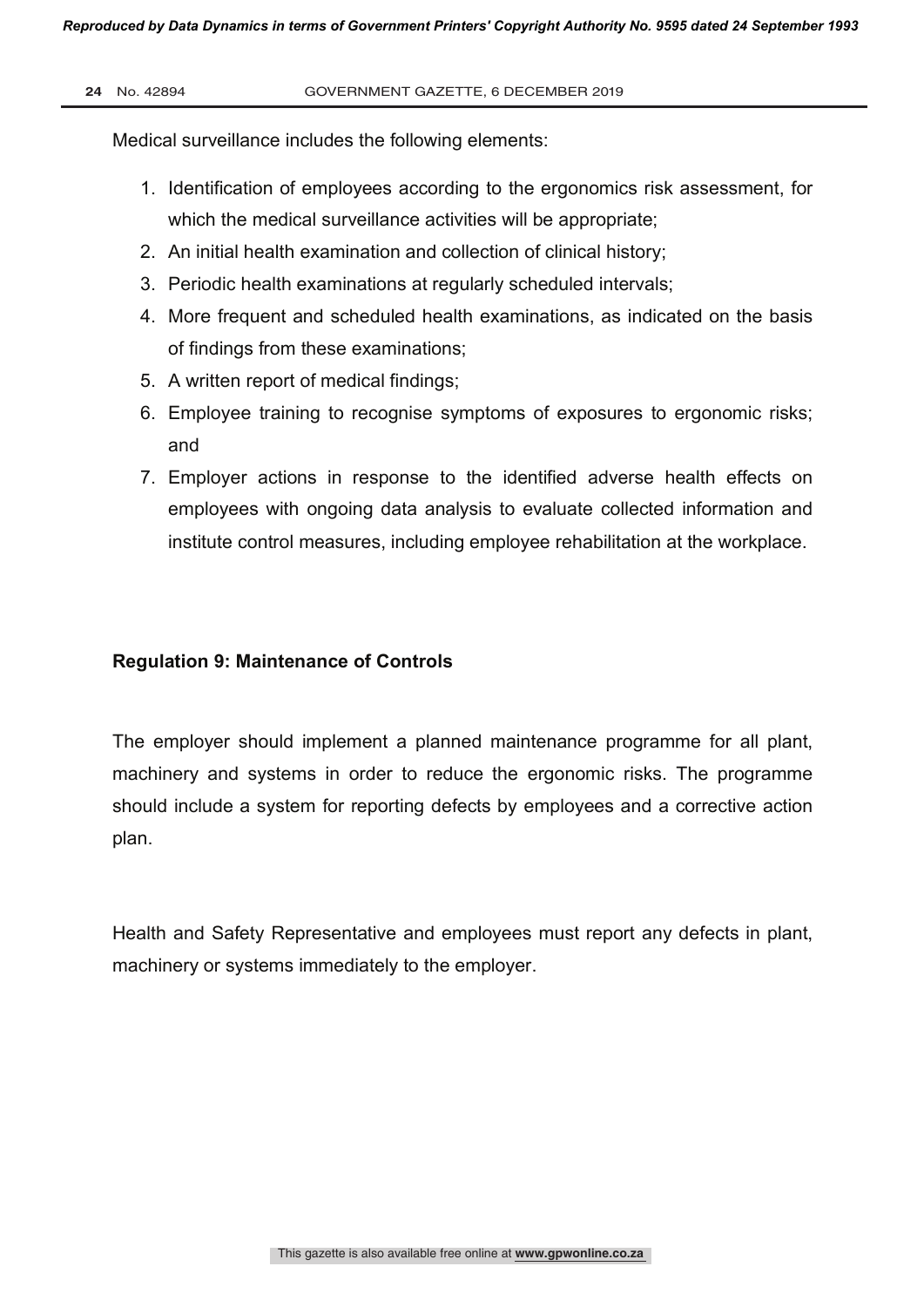Medical surveillance includes the following elements:

1. Identification of employees according to the ergonomics risk assessment, for which the medical surveillance activities will be appropriate;
2. An initial health examination and collection of clinical history;
3. Periodic health examinations at regularly scheduled intervals;
4. More frequent and scheduled health examinations, as indicated on the basis of findings from these examinations;
5. A written report of medical findings;
6. Employee training to recognise symptoms of exposures to ergonomic risks; and
7. Employer actions in response to the identified adverse health effects on employees with ongoing data analysis to evaluate collected information and institute control measures, including employee rehabilitation at the workplace.

**Regulation 9: Maintenance of Controls**

The employer should implement a planned maintenance programme for all plant, machinery and systems in order to reduce the ergonomic risks. The programme should include a system for reporting defects by employees and a corrective action plan.

Health and Safety Representative and employees must report any defects in plant, machinery or systems immediately to the employer.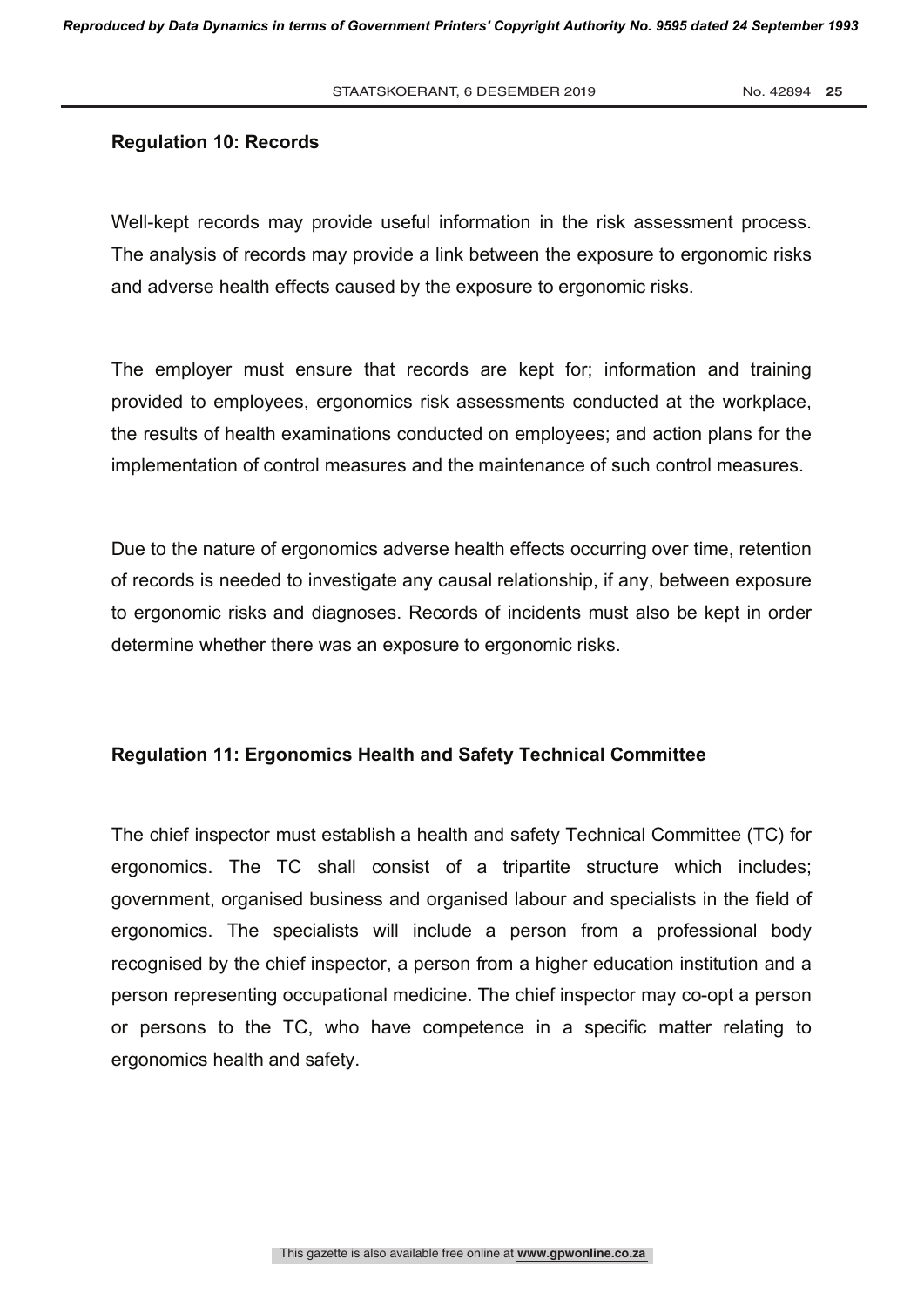**Regulation 10: Records**

Well-kept records may provide useful information in the risk assessment process. The analysis of records may provide a link between the exposure to ergonomic risks and adverse health effects caused by the exposure to ergonomic risks.

The employer must ensure that records are kept for; information and training provided to employees, ergonomics risk assessments conducted at the workplace, the results of health examinations conducted on employees; and action plans for the implementation of control measures and the maintenance of such control measures.

Due to the nature of ergonomics adverse health effects occurring over time, retention of records is needed to investigate any causal relationship, if any, between exposure to ergonomic risks and diagnoses. Records of incidents must also be kept in order determine whether there was an exposure to ergonomic risks.

**Regulation 11: Ergonomics Health and Safety Technical Committee**

The chief inspector must establish a health and safety Technical Committee (TC) for ergonomics. The TC shall consist of a tripartite structure which includes; government, organised business and organised labour and specialists in the field of ergonomics. The specialists will include a person from a professional body recognised by the chief inspector, a person from a higher education institution and a person representing occupational medicine. The chief inspector may co-opt a person or persons to the TC, who have competence in a specific matter relating to ergonomics health and safety.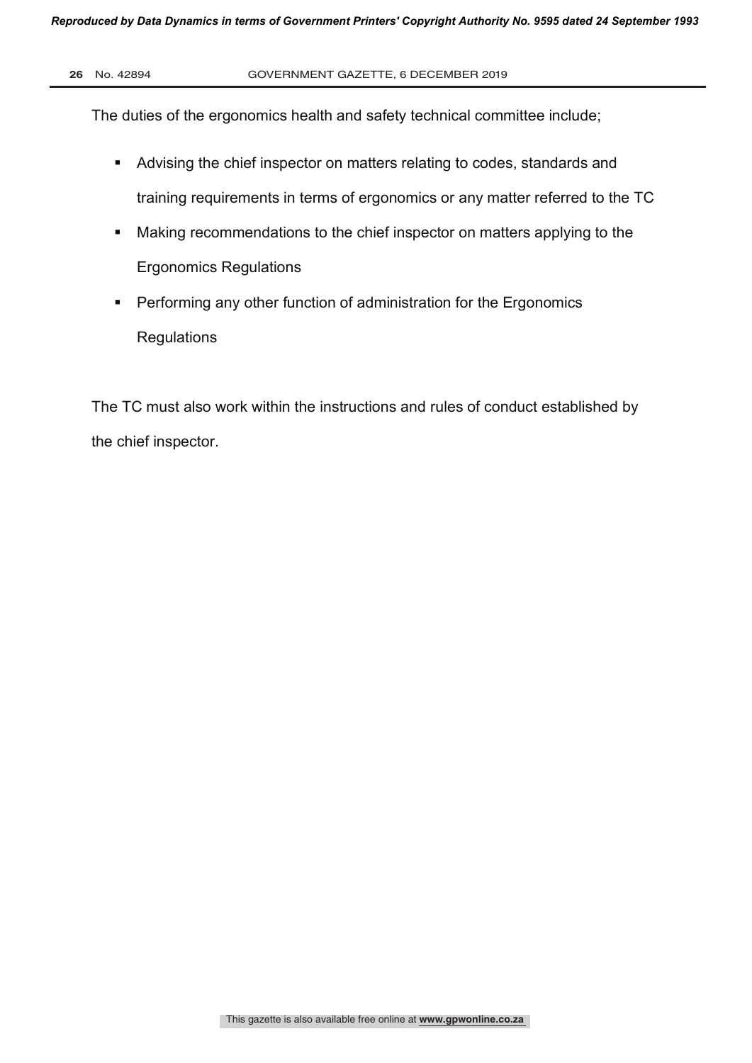The duties of the ergonomics health and safety technical committee include;

- Advising the chief inspector on matters relating to codes, standards and training requirements in terms of ergonomics or any matter referred to the TC
- Making recommendations to the chief inspector on matters applying to the Ergonomics Regulations
- Performing any other function of administration for the Ergonomics Regulations

The TC must also work within the instructions and rules of conduct established by the chief inspector.